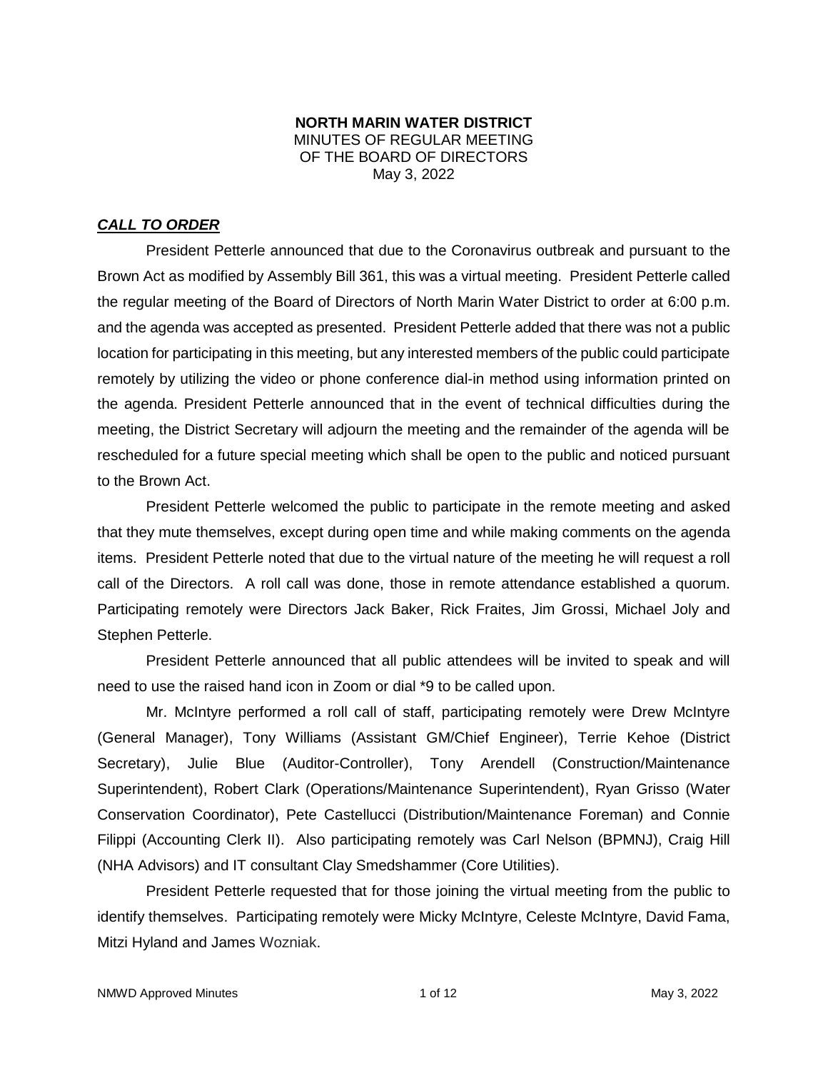**NORTH MARIN WATER DISTRICT**
MINUTES OF REGULAR MEETING
OF THE BOARD OF DIRECTORS
May 3, 2022

***CALL TO ORDER***

President Petterle announced that due to the Coronavirus outbreak and pursuant to the Brown Act as modified by Assembly Bill 361, this was a virtual meeting. President Petterle called the regular meeting of the Board of Directors of North Marin Water District to order at 6:00 p.m. and the agenda was accepted as presented. President Petterle added that there was not a public location for participating in this meeting, but any interested members of the public could participate remotely by utilizing the video or phone conference dial-in method using information printed on the agenda. President Petterle announced that in the event of technical difficulties during the meeting, the District Secretary will adjourn the meeting and the remainder of the agenda will be rescheduled for a future special meeting which shall be open to the public and noticed pursuant to the Brown Act.

President Petterle welcomed the public to participate in the remote meeting and asked that they mute themselves, except during open time and while making comments on the agenda items. President Petterle noted that due to the virtual nature of the meeting he will request a roll call of the Directors. A roll call was done, those in remote attendance established a quorum. Participating remotely were Directors Jack Baker, Rick Fraites, Jim Grossi, Michael Joly and Stephen Petterle.

President Petterle announced that all public attendees will be invited to speak and will need to use the raised hand icon in Zoom or dial *9 to be called upon.

Mr. McIntyre performed a roll call of staff, participating remotely were Drew McIntyre (General Manager), Tony Williams (Assistant GM/Chief Engineer), Terrie Kehoe (District Secretary), Julie Blue (Auditor-Controller), Tony Arendell (Construction/Maintenance Superintendent), Robert Clark (Operations/Maintenance Superintendent), Ryan Grisso (Water Conservation Coordinator), Pete Castellucci (Distribution/Maintenance Foreman) and Connie Filippi (Accounting Clerk II). Also participating remotely was Carl Nelson (BPMNJ), Craig Hill (NHA Advisors) and IT consultant Clay Smedshammer (Core Utilities).

President Petterle requested that for those joining the virtual meeting from the public to identify themselves. Participating remotely were Micky McIntyre, Celeste McIntyre, David Fama, Mitzi Hyland and James Wozniak.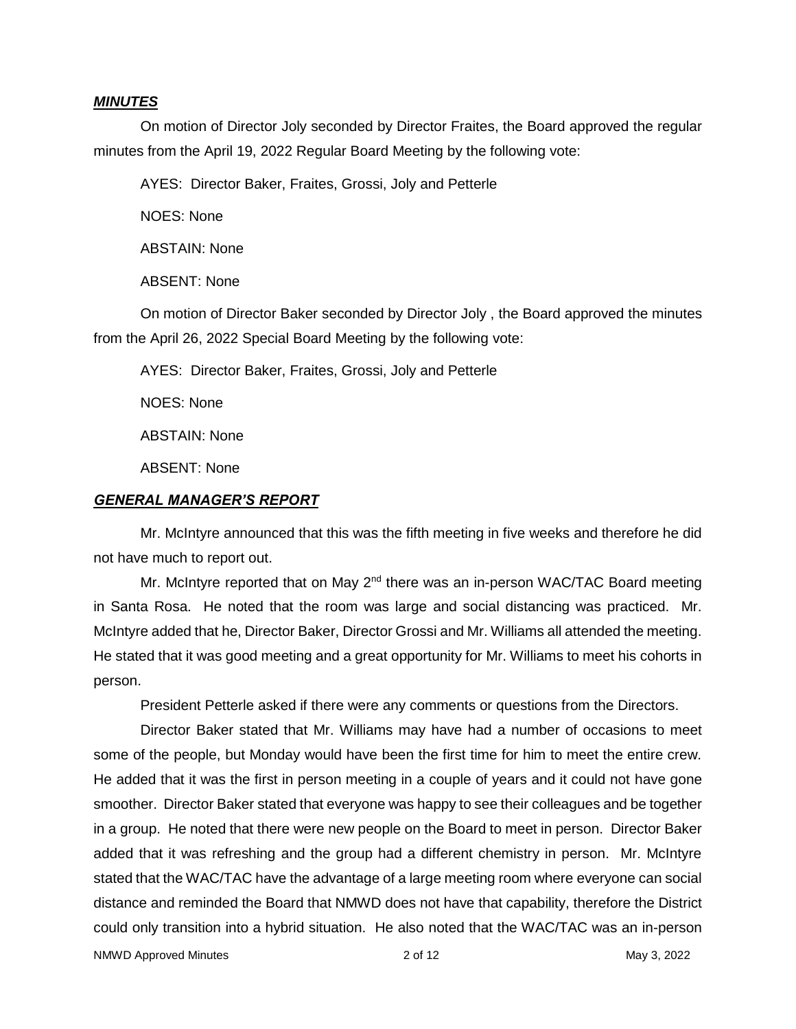## ***MINUTES***

On motion of Director Joly seconded by Director Fraites, the Board approved the regular minutes from the April 19, 2022 Regular Board Meeting by the following vote:

AYES: Director Baker, Fraites, Grossi, Joly and Petterle

NOES: None

ABSTAIN: None

ABSENT: None

On motion of Director Baker seconded by Director Joly , the Board approved the minutes from the April 26, 2022 Special Board Meeting by the following vote:

AYES: Director Baker, Fraites, Grossi, Joly and Petterle

NOES: None

ABSTAIN: None

ABSENT: None

## ***GENERAL MANAGER'S REPORT***

Mr. McIntyre announced that this was the fifth meeting in five weeks and therefore he did not have much to report out.

Mr. McIntyre reported that on May 2nd there was an in-person WAC/TAC Board meeting in Santa Rosa. He noted that the room was large and social distancing was practiced. Mr. McIntyre added that he, Director Baker, Director Grossi and Mr. Williams all attended the meeting. He stated that it was good meeting and a great opportunity for Mr. Williams to meet his cohorts in person.

President Petterle asked if there were any comments or questions from the Directors.

Director Baker stated that Mr. Williams may have had a number of occasions to meet some of the people, but Monday would have been the first time for him to meet the entire crew. He added that it was the first in person meeting in a couple of years and it could not have gone smoother. Director Baker stated that everyone was happy to see their colleagues and be together in a group. He noted that there were new people on the Board to meet in person. Director Baker added that it was refreshing and the group had a different chemistry in person. Mr. McIntyre stated that the WAC/TAC have the advantage of a large meeting room where everyone can social distance and reminded the Board that NMWD does not have that capability, therefore the District could only transition into a hybrid situation. He also noted that the WAC/TAC was an in-person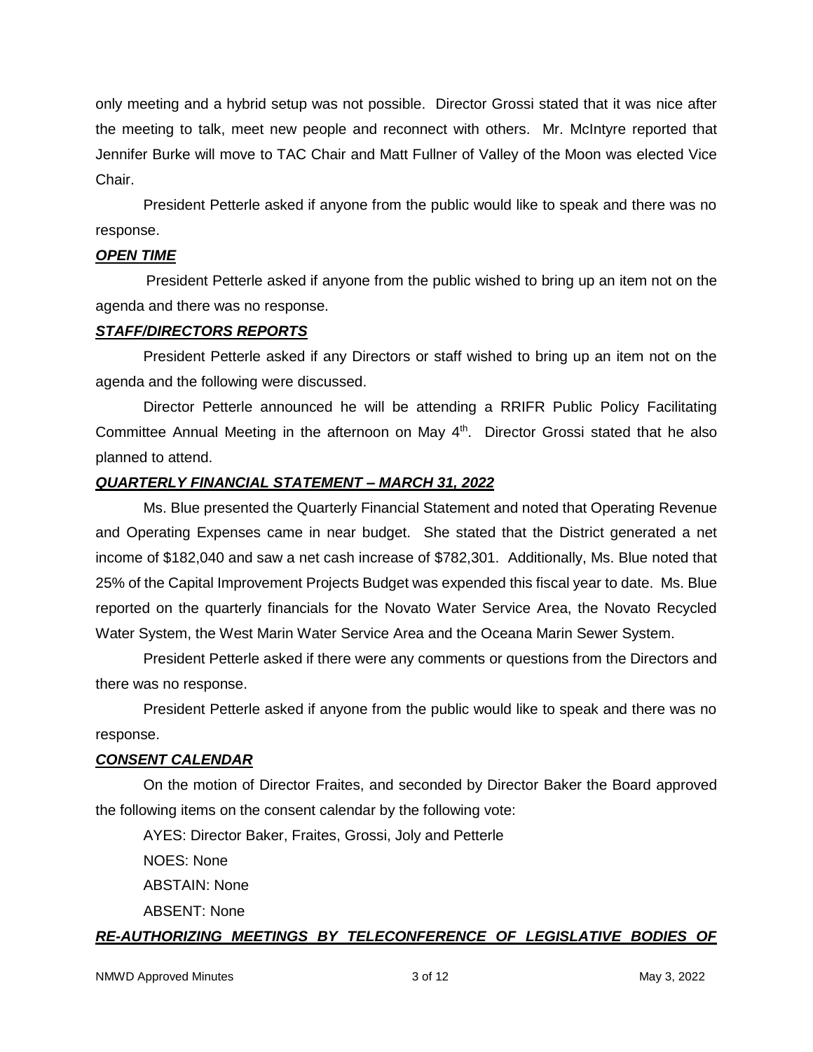only meeting and a hybrid setup was not possible. Director Grossi stated that it was nice after the meeting to talk, meet new people and reconnect with others. Mr. McIntyre reported that Jennifer Burke will move to TAC Chair and Matt Fullner of Valley of the Moon was elected Vice Chair.

President Petterle asked if anyone from the public would like to speak and there was no response.

***OPEN TIME***

President Petterle asked if anyone from the public wished to bring up an item not on the agenda and there was no response.

***STAFF/DIRECTORS REPORTS***

President Petterle asked if any Directors or staff wished to bring up an item not on the agenda and the following were discussed.

Director Petterle announced he will be attending a RRIFR Public Policy Facilitating Committee Annual Meeting in the afternoon on May 4th. Director Grossi stated that he also planned to attend.

***QUARTERLY FINANCIAL STATEMENT – MARCH 31, 2022***

Ms. Blue presented the Quarterly Financial Statement and noted that Operating Revenue and Operating Expenses came in near budget. She stated that the District generated a net income of $182,040 and saw a net cash increase of $782,301. Additionally, Ms. Blue noted that 25% of the Capital Improvement Projects Budget was expended this fiscal year to date. Ms. Blue reported on the quarterly financials for the Novato Water Service Area, the Novato Recycled Water System, the West Marin Water Service Area and the Oceana Marin Sewer System.

President Petterle asked if there were any comments or questions from the Directors and there was no response.

President Petterle asked if anyone from the public would like to speak and there was no response.

***CONSENT CALENDAR***

On the motion of Director Fraites, and seconded by Director Baker the Board approved the following items on the consent calendar by the following vote:

AYES: Director Baker, Fraites, Grossi, Joly and Petterle

NOES: None

ABSTAIN: None

ABSENT: None

***RE-AUTHORIZING MEETINGS BY TELECONFERENCE OF LEGISLATIVE BODIES OF***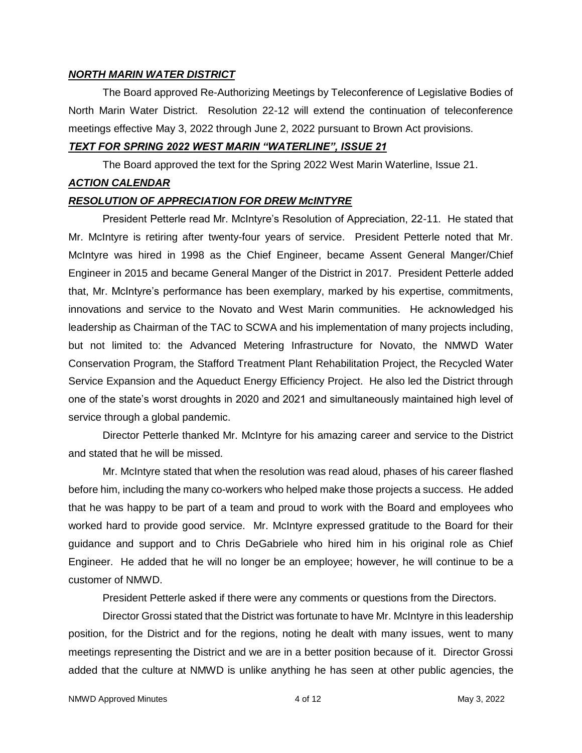***NORTH MARIN WATER DISTRICT***

The Board approved Re-Authorizing Meetings by Teleconference of Legislative Bodies of North Marin Water District. Resolution 22-12 will extend the continuation of teleconference meetings effective May 3, 2022 through June 2, 2022 pursuant to Brown Act provisions.

***TEXT FOR SPRING 2022 WEST MARIN "WATERLINE", ISSUE 21***

The Board approved the text for the Spring 2022 West Marin Waterline, Issue 21.

***ACTION CALENDAR***

***RESOLUTION OF APPRECIATION FOR DREW McINTYRE***

President Petterle read Mr. McIntyre's Resolution of Appreciation, 22-11. He stated that Mr. McIntyre is retiring after twenty-four years of service. President Petterle noted that Mr. McIntyre was hired in 1998 as the Chief Engineer, became Assent General Manger/Chief Engineer in 2015 and became General Manger of the District in 2017. President Petterle added that, Mr. McIntyre's performance has been exemplary, marked by his expertise, commitments, innovations and service to the Novato and West Marin communities. He acknowledged his leadership as Chairman of the TAC to SCWA and his implementation of many projects including, but not limited to: the Advanced Metering Infrastructure for Novato, the NMWD Water Conservation Program, the Stafford Treatment Plant Rehabilitation Project, the Recycled Water Service Expansion and the Aqueduct Energy Efficiency Project. He also led the District through one of the state's worst droughts in 2020 and 2021 and simultaneously maintained high level of service through a global pandemic.

Director Petterle thanked Mr. McIntyre for his amazing career and service to the District and stated that he will be missed.

Mr. McIntyre stated that when the resolution was read aloud, phases of his career flashed before him, including the many co-workers who helped make those projects a success. He added that he was happy to be part of a team and proud to work with the Board and employees who worked hard to provide good service. Mr. McIntyre expressed gratitude to the Board for their guidance and support and to Chris DeGabriele who hired him in his original role as Chief Engineer. He added that he will no longer be an employee; however, he will continue to be a customer of NMWD.

President Petterle asked if there were any comments or questions from the Directors.

Director Grossi stated that the District was fortunate to have Mr. McIntyre in this leadership position, for the District and for the regions, noting he dealt with many issues, went to many meetings representing the District and we are in a better position because of it. Director Grossi added that the culture at NMWD is unlike anything he has seen at other public agencies, the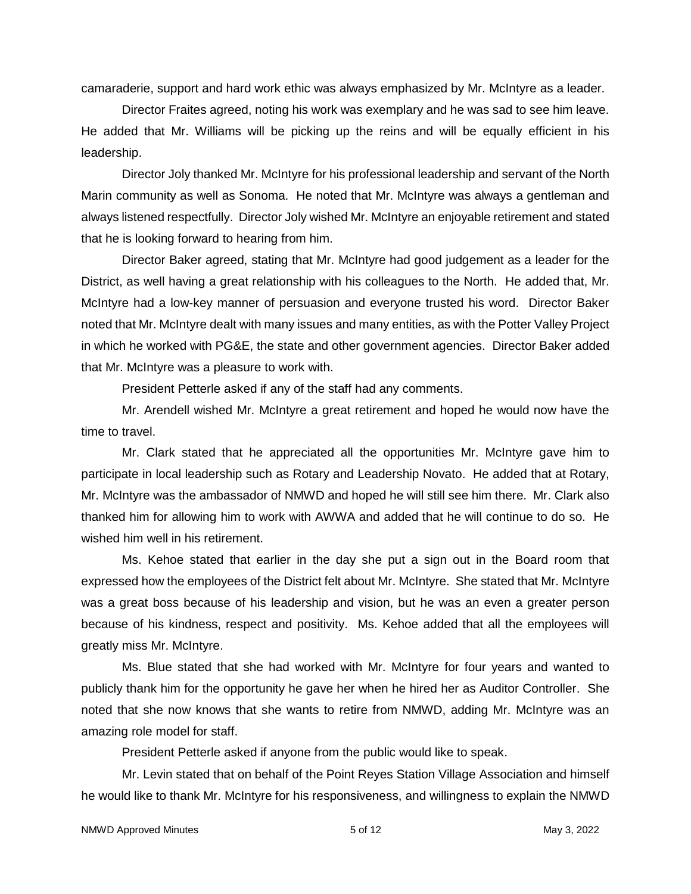camaraderie, support and hard work ethic was always emphasized by Mr. McIntyre as a leader.

Director Fraites agreed, noting his work was exemplary and he was sad to see him leave. He added that Mr. Williams will be picking up the reins and will be equally efficient in his leadership.

Director Joly thanked Mr. McIntyre for his professional leadership and servant of the North Marin community as well as Sonoma. He noted that Mr. McIntyre was always a gentleman and always listened respectfully. Director Joly wished Mr. McIntyre an enjoyable retirement and stated that he is looking forward to hearing from him.

Director Baker agreed, stating that Mr. McIntyre had good judgement as a leader for the District, as well having a great relationship with his colleagues to the North. He added that, Mr. McIntyre had a low-key manner of persuasion and everyone trusted his word. Director Baker noted that Mr. McIntyre dealt with many issues and many entities, as with the Potter Valley Project in which he worked with PG&E, the state and other government agencies. Director Baker added that Mr. McIntyre was a pleasure to work with.

President Petterle asked if any of the staff had any comments.

Mr. Arendell wished Mr. McIntyre a great retirement and hoped he would now have the time to travel.

Mr. Clark stated that he appreciated all the opportunities Mr. McIntyre gave him to participate in local leadership such as Rotary and Leadership Novato. He added that at Rotary, Mr. McIntyre was the ambassador of NMWD and hoped he will still see him there. Mr. Clark also thanked him for allowing him to work with AWWA and added that he will continue to do so. He wished him well in his retirement.

Ms. Kehoe stated that earlier in the day she put a sign out in the Board room that expressed how the employees of the District felt about Mr. McIntyre. She stated that Mr. McIntyre was a great boss because of his leadership and vision, but he was an even a greater person because of his kindness, respect and positivity. Ms. Kehoe added that all the employees will greatly miss Mr. McIntyre.

Ms. Blue stated that she had worked with Mr. McIntyre for four years and wanted to publicly thank him for the opportunity he gave her when he hired her as Auditor Controller. She noted that she now knows that she wants to retire from NMWD, adding Mr. McIntyre was an amazing role model for staff.

President Petterle asked if anyone from the public would like to speak.

Mr. Levin stated that on behalf of the Point Reyes Station Village Association and himself he would like to thank Mr. McIntyre for his responsiveness, and willingness to explain the NMWD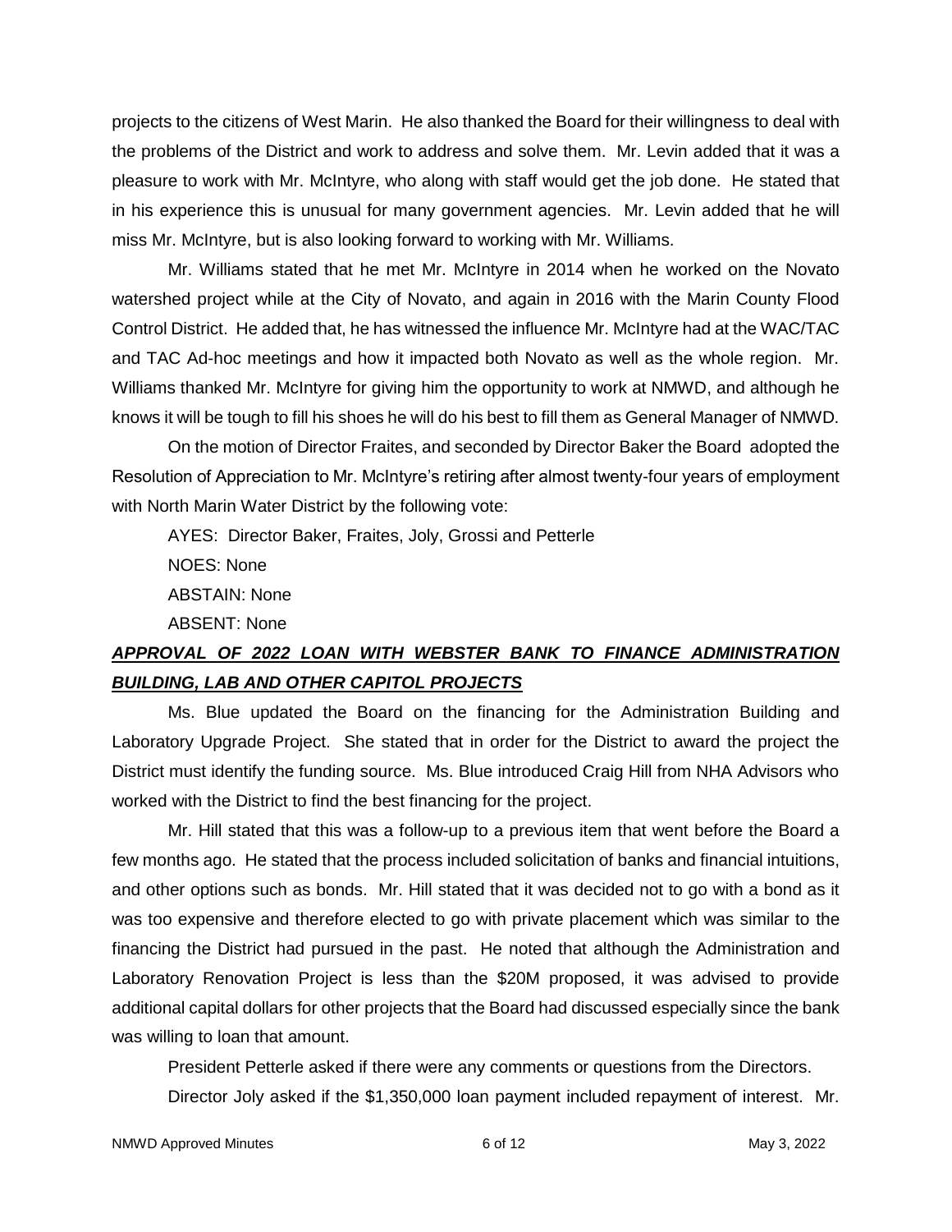projects to the citizens of West Marin. He also thanked the Board for their willingness to deal with the problems of the District and work to address and solve them. Mr. Levin added that it was a pleasure to work with Mr. McIntyre, who along with staff would get the job done. He stated that in his experience this is unusual for many government agencies. Mr. Levin added that he will miss Mr. McIntyre, but is also looking forward to working with Mr. Williams.

Mr. Williams stated that he met Mr. McIntyre in 2014 when he worked on the Novato watershed project while at the City of Novato, and again in 2016 with the Marin County Flood Control District. He added that, he has witnessed the influence Mr. McIntyre had at the WAC/TAC and TAC Ad-hoc meetings and how it impacted both Novato as well as the whole region. Mr. Williams thanked Mr. McIntyre for giving him the opportunity to work at NMWD, and although he knows it will be tough to fill his shoes he will do his best to fill them as General Manager of NMWD.

On the motion of Director Fraites, and seconded by Director Baker the Board adopted the Resolution of Appreciation to Mr. McIntyre's retiring after almost twenty-four years of employment with North Marin Water District by the following vote:

AYES: Director Baker, Fraites, Joly, Grossi and Petterle

NOES: None

ABSTAIN: None

ABSENT: None

***APPROVAL OF 2022 LOAN WITH WEBSTER BANK TO FINANCE ADMINISTRATION BUILDING, LAB AND OTHER CAPITOL PROJECTS***

Ms. Blue updated the Board on the financing for the Administration Building and Laboratory Upgrade Project. She stated that in order for the District to award the project the District must identify the funding source. Ms. Blue introduced Craig Hill from NHA Advisors who worked with the District to find the best financing for the project.

Mr. Hill stated that this was a follow-up to a previous item that went before the Board a few months ago. He stated that the process included solicitation of banks and financial intuitions, and other options such as bonds. Mr. Hill stated that it was decided not to go with a bond as it was too expensive and therefore elected to go with private placement which was similar to the financing the District had pursued in the past. He noted that although the Administration and Laboratory Renovation Project is less than the $20M proposed, it was advised to provide additional capital dollars for other projects that the Board had discussed especially since the bank was willing to loan that amount.

President Petterle asked if there were any comments or questions from the Directors.

Director Joly asked if the $1,350,000 loan payment included repayment of interest. Mr.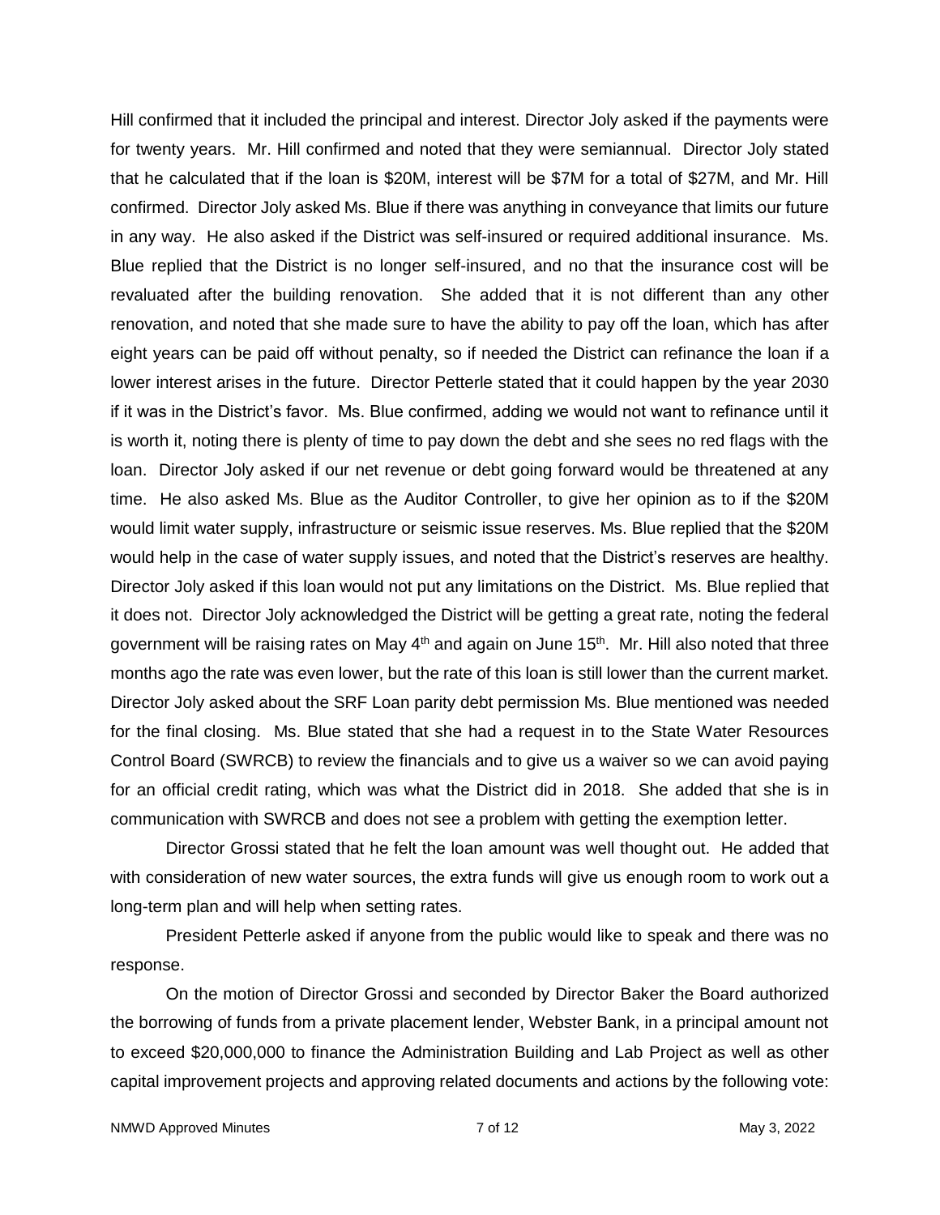Hill confirmed that it included the principal and interest. Director Joly asked if the payments were for twenty years. Mr. Hill confirmed and noted that they were semiannual. Director Joly stated that he calculated that if the loan is $20M, interest will be $7M for a total of $27M, and Mr. Hill confirmed. Director Joly asked Ms. Blue if there was anything in conveyance that limits our future in any way. He also asked if the District was self-insured or required additional insurance. Ms. Blue replied that the District is no longer self-insured, and no that the insurance cost will be revaluated after the building renovation. She added that it is not different than any other renovation, and noted that she made sure to have the ability to pay off the loan, which has after eight years can be paid off without penalty, so if needed the District can refinance the loan if a lower interest arises in the future. Director Petterle stated that it could happen by the year 2030 if it was in the District's favor. Ms. Blue confirmed, adding we would not want to refinance until it is worth it, noting there is plenty of time to pay down the debt and she sees no red flags with the loan. Director Joly asked if our net revenue or debt going forward would be threatened at any time. He also asked Ms. Blue as the Auditor Controller, to give her opinion as to if the $20M would limit water supply, infrastructure or seismic issue reserves. Ms. Blue replied that the $20M would help in the case of water supply issues, and noted that the District's reserves are healthy. Director Joly asked if this loan would not put any limitations on the District. Ms. Blue replied that it does not. Director Joly acknowledged the District will be getting a great rate, noting the federal government will be raising rates on May 4th and again on June 15th. Mr. Hill also noted that three months ago the rate was even lower, but the rate of this loan is still lower than the current market. Director Joly asked about the SRF Loan parity debt permission Ms. Blue mentioned was needed for the final closing. Ms. Blue stated that she had a request in to the State Water Resources Control Board (SWRCB) to review the financials and to give us a waiver so we can avoid paying for an official credit rating, which was what the District did in 2018. She added that she is in communication with SWRCB and does not see a problem with getting the exemption letter.

Director Grossi stated that he felt the loan amount was well thought out. He added that with consideration of new water sources, the extra funds will give us enough room to work out a long-term plan and will help when setting rates.

President Petterle asked if anyone from the public would like to speak and there was no response.

On the motion of Director Grossi and seconded by Director Baker the Board authorized the borrowing of funds from a private placement lender, Webster Bank, in a principal amount not to exceed $20,000,000 to finance the Administration Building and Lab Project as well as other capital improvement projects and approving related documents and actions by the following vote: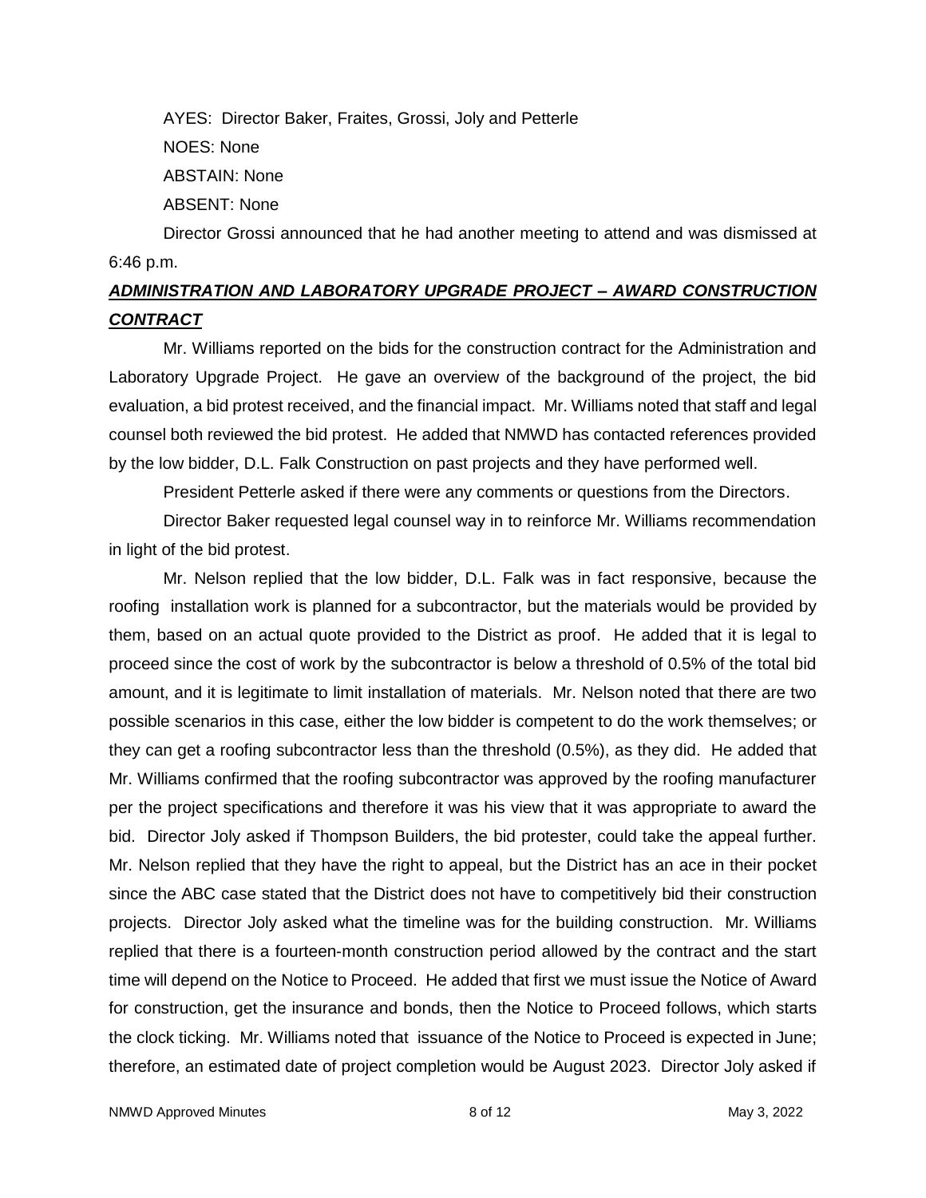AYES: Director Baker, Fraites, Grossi, Joly and Petterle

NOES: None

ABSTAIN: None

ABSENT: None

Director Grossi announced that he had another meeting to attend and was dismissed at 6:46 p.m.

***ADMINISTRATION AND LABORATORY UPGRADE PROJECT – AWARD CONSTRUCTION CONTRACT***

Mr. Williams reported on the bids for the construction contract for the Administration and Laboratory Upgrade Project. He gave an overview of the background of the project, the bid evaluation, a bid protest received, and the financial impact. Mr. Williams noted that staff and legal counsel both reviewed the bid protest. He added that NMWD has contacted references provided by the low bidder, D.L. Falk Construction on past projects and they have performed well.

President Petterle asked if there were any comments or questions from the Directors.

Director Baker requested legal counsel way in to reinforce Mr. Williams recommendation in light of the bid protest.

Mr. Nelson replied that the low bidder, D.L. Falk was in fact responsive, because the roofing installation work is planned for a subcontractor, but the materials would be provided by them, based on an actual quote provided to the District as proof. He added that it is legal to proceed since the cost of work by the subcontractor is below a threshold of 0.5% of the total bid amount, and it is legitimate to limit installation of materials. Mr. Nelson noted that there are two possible scenarios in this case, either the low bidder is competent to do the work themselves; or they can get a roofing subcontractor less than the threshold (0.5%), as they did. He added that Mr. Williams confirmed that the roofing subcontractor was approved by the roofing manufacturer per the project specifications and therefore it was his view that it was appropriate to award the bid. Director Joly asked if Thompson Builders, the bid protester, could take the appeal further. Mr. Nelson replied that they have the right to appeal, but the District has an ace in their pocket since the ABC case stated that the District does not have to competitively bid their construction projects. Director Joly asked what the timeline was for the building construction. Mr. Williams replied that there is a fourteen-month construction period allowed by the contract and the start time will depend on the Notice to Proceed. He added that first we must issue the Notice of Award for construction, get the insurance and bonds, then the Notice to Proceed follows, which starts the clock ticking. Mr. Williams noted that issuance of the Notice to Proceed is expected in June; therefore, an estimated date of project completion would be August 2023. Director Joly asked if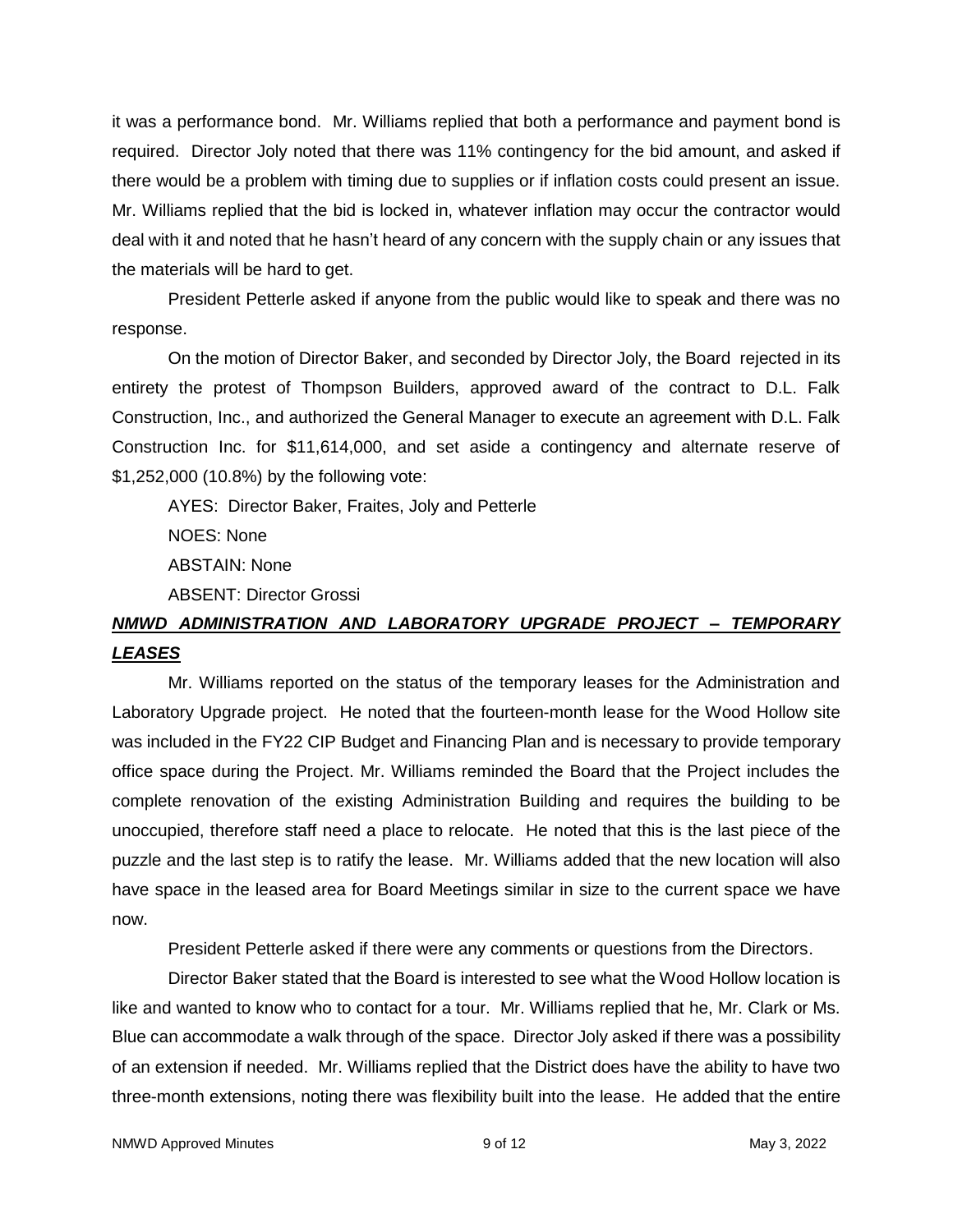it was a performance bond. Mr. Williams replied that both a performance and payment bond is required. Director Joly noted that there was 11% contingency for the bid amount, and asked if there would be a problem with timing due to supplies or if inflation costs could present an issue. Mr. Williams replied that the bid is locked in, whatever inflation may occur the contractor would deal with it and noted that he hasn't heard of any concern with the supply chain or any issues that the materials will be hard to get.

President Petterle asked if anyone from the public would like to speak and there was no response.

On the motion of Director Baker, and seconded by Director Joly, the Board rejected in its entirety the protest of Thompson Builders, approved award of the contract to D.L. Falk Construction, Inc., and authorized the General Manager to execute an agreement with D.L. Falk Construction Inc. for $11,614,000, and set aside a contingency and alternate reserve of $1,252,000 (10.8%) by the following vote:

AYES: Director Baker, Fraites, Joly and Petterle

NOES: None

ABSTAIN: None

ABSENT: Director Grossi

***NMWD ADMINISTRATION AND LABORATORY UPGRADE PROJECT – TEMPORARY LEASES***

Mr. Williams reported on the status of the temporary leases for the Administration and Laboratory Upgrade project. He noted that the fourteen-month lease for the Wood Hollow site was included in the FY22 CIP Budget and Financing Plan and is necessary to provide temporary office space during the Project. Mr. Williams reminded the Board that the Project includes the complete renovation of the existing Administration Building and requires the building to be unoccupied, therefore staff need a place to relocate. He noted that this is the last piece of the puzzle and the last step is to ratify the lease. Mr. Williams added that the new location will also have space in the leased area for Board Meetings similar in size to the current space we have now.

President Petterle asked if there were any comments or questions from the Directors.

Director Baker stated that the Board is interested to see what the Wood Hollow location is like and wanted to know who to contact for a tour. Mr. Williams replied that he, Mr. Clark or Ms. Blue can accommodate a walk through of the space. Director Joly asked if there was a possibility of an extension if needed. Mr. Williams replied that the District does have the ability to have two three-month extensions, noting there was flexibility built into the lease. He added that the entire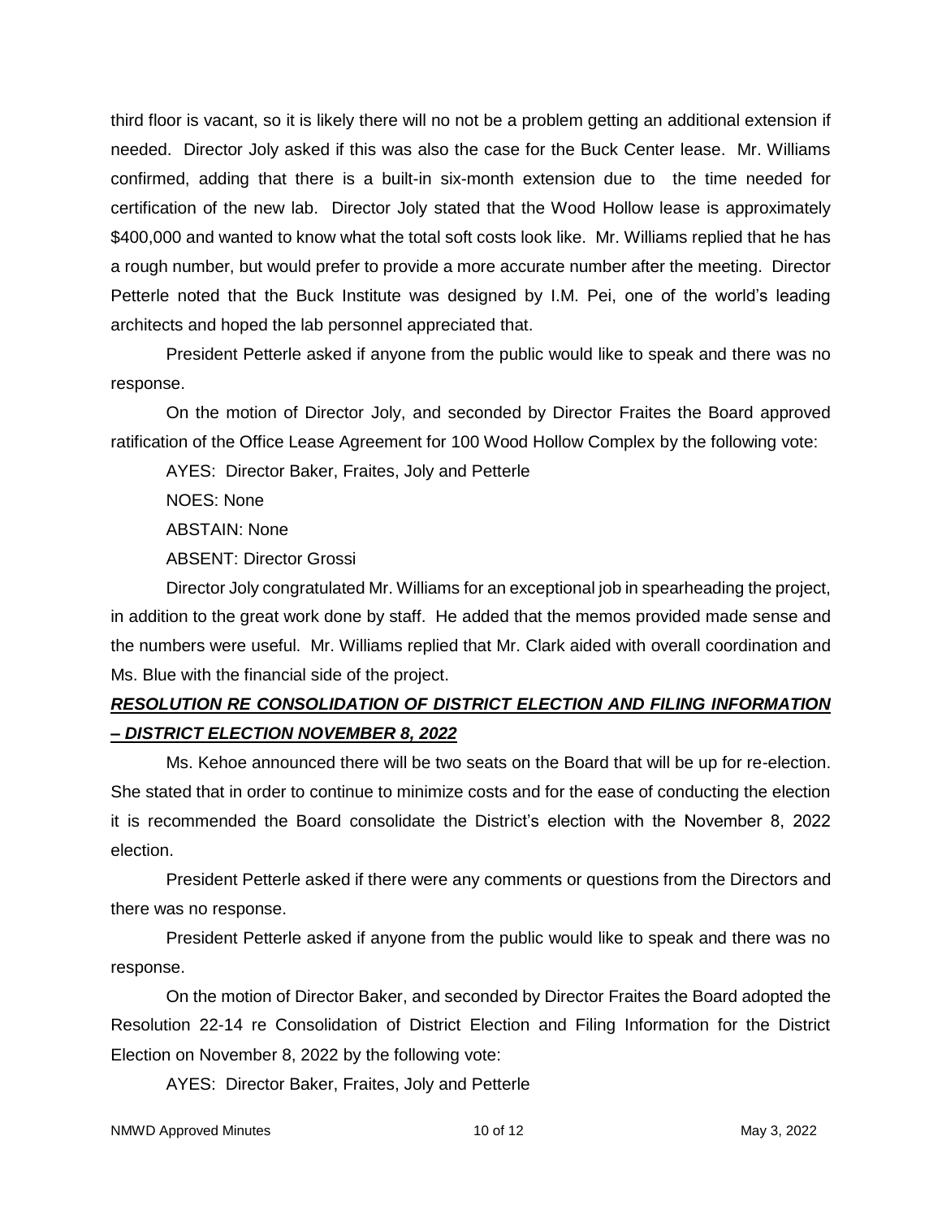third floor is vacant, so it is likely there will no not be a problem getting an additional extension if needed. Director Joly asked if this was also the case for the Buck Center lease. Mr. Williams confirmed, adding that there is a built-in six-month extension due to the time needed for certification of the new lab. Director Joly stated that the Wood Hollow lease is approximately $400,000 and wanted to know what the total soft costs look like. Mr. Williams replied that he has a rough number, but would prefer to provide a more accurate number after the meeting. Director Petterle noted that the Buck Institute was designed by I.M. Pei, one of the world's leading architects and hoped the lab personnel appreciated that.

President Petterle asked if anyone from the public would like to speak and there was no response.

On the motion of Director Joly, and seconded by Director Fraites the Board approved ratification of the Office Lease Agreement for 100 Wood Hollow Complex by the following vote:

AYES: Director Baker, Fraites, Joly and Petterle

NOES: None

ABSTAIN: None

ABSENT: Director Grossi

Director Joly congratulated Mr. Williams for an exceptional job in spearheading the project, in addition to the great work done by staff. He added that the memos provided made sense and the numbers were useful. Mr. Williams replied that Mr. Clark aided with overall coordination and Ms. Blue with the financial side of the project.

***RESOLUTION RE CONSOLIDATION OF DISTRICT ELECTION AND FILING INFORMATION – DISTRICT ELECTION NOVEMBER 8, 2022***

Ms. Kehoe announced there will be two seats on the Board that will be up for re-election. She stated that in order to continue to minimize costs and for the ease of conducting the election it is recommended the Board consolidate the District's election with the November 8, 2022 election.

President Petterle asked if there were any comments or questions from the Directors and there was no response.

President Petterle asked if anyone from the public would like to speak and there was no response.

On the motion of Director Baker, and seconded by Director Fraites the Board adopted the Resolution 22-14 re Consolidation of District Election and Filing Information for the District Election on November 8, 2022 by the following vote:

AYES: Director Baker, Fraites, Joly and Petterle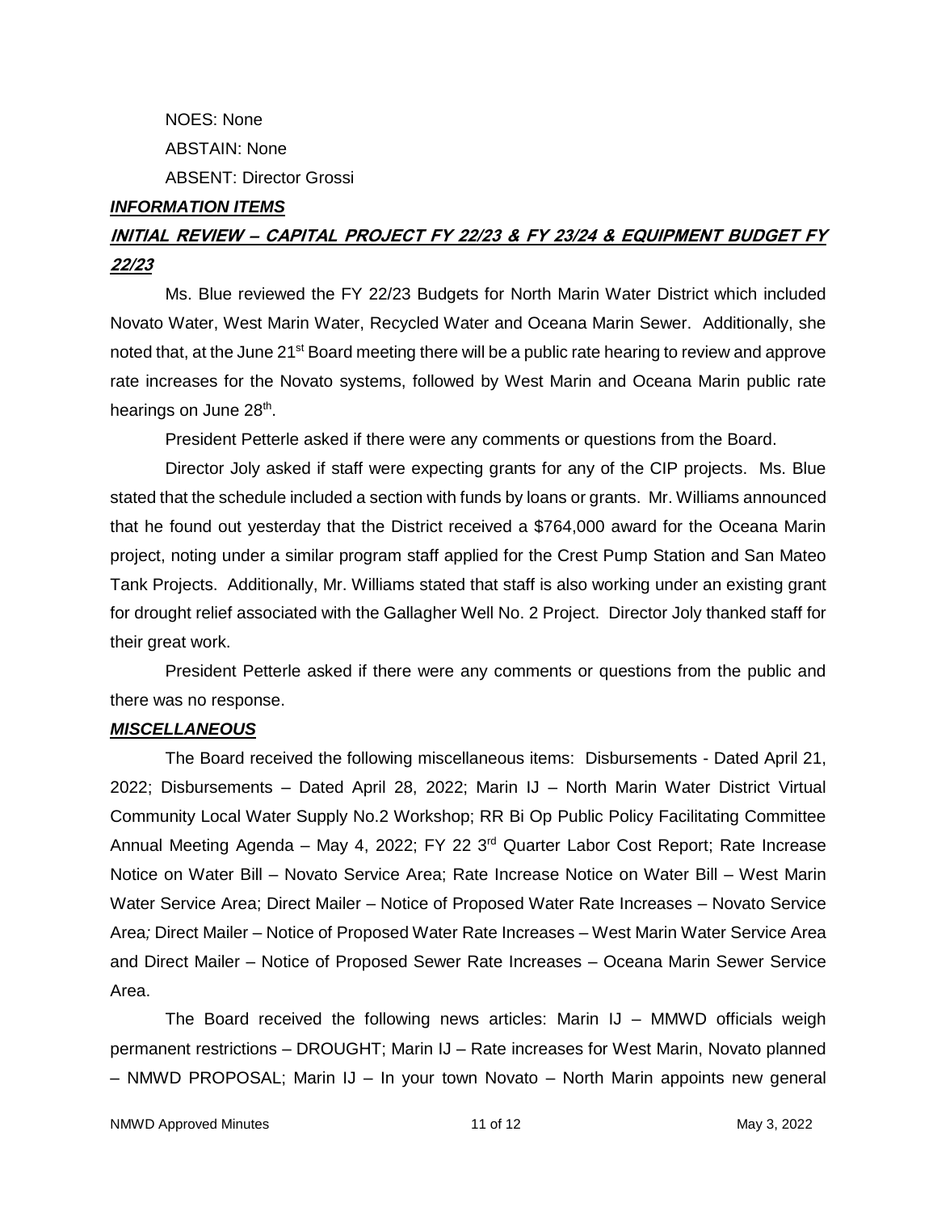NOES: None

ABSTAIN: None

ABSENT: Director Grossi

***INFORMATION ITEMS***

**INITIAL REVIEW – CAPITAL PROJECT FY 22/23 & FY 23/24 & EQUIPMENT BUDGET FY 22/23**

Ms. Blue reviewed the FY 22/23 Budgets for North Marin Water District which included Novato Water, West Marin Water, Recycled Water and Oceana Marin Sewer. Additionally, she noted that, at the June 21st Board meeting there will be a public rate hearing to review and approve rate increases for the Novato systems, followed by West Marin and Oceana Marin public rate hearings on June 28th.

President Petterle asked if there were any comments or questions from the Board.

Director Joly asked if staff were expecting grants for any of the CIP projects. Ms. Blue stated that the schedule included a section with funds by loans or grants. Mr. Williams announced that he found out yesterday that the District received a $764,000 award for the Oceana Marin project, noting under a similar program staff applied for the Crest Pump Station and San Mateo Tank Projects. Additionally, Mr. Williams stated that staff is also working under an existing grant for drought relief associated with the Gallagher Well No. 2 Project. Director Joly thanked staff for their great work.

President Petterle asked if there were any comments or questions from the public and there was no response.

***MISCELLANEOUS***

The Board received the following miscellaneous items: Disbursements - Dated April 21, 2022; Disbursements – Dated April 28, 2022; Marin IJ – North Marin Water District Virtual Community Local Water Supply No.2 Workshop; RR Bi Op Public Policy Facilitating Committee Annual Meeting Agenda – May 4, 2022; FY 22 3rd Quarter Labor Cost Report; Rate Increase Notice on Water Bill – Novato Service Area; Rate Increase Notice on Water Bill – West Marin Water Service Area; Direct Mailer – Notice of Proposed Water Rate Increases – Novato Service Area; Direct Mailer – Notice of Proposed Water Rate Increases – West Marin Water Service Area and Direct Mailer – Notice of Proposed Sewer Rate Increases – Oceana Marin Sewer Service Area.

The Board received the following news articles: Marin IJ – MMWD officials weigh permanent restrictions – DROUGHT; Marin IJ – Rate increases for West Marin, Novato planned – NMWD PROPOSAL; Marin IJ – In your town Novato – North Marin appoints new general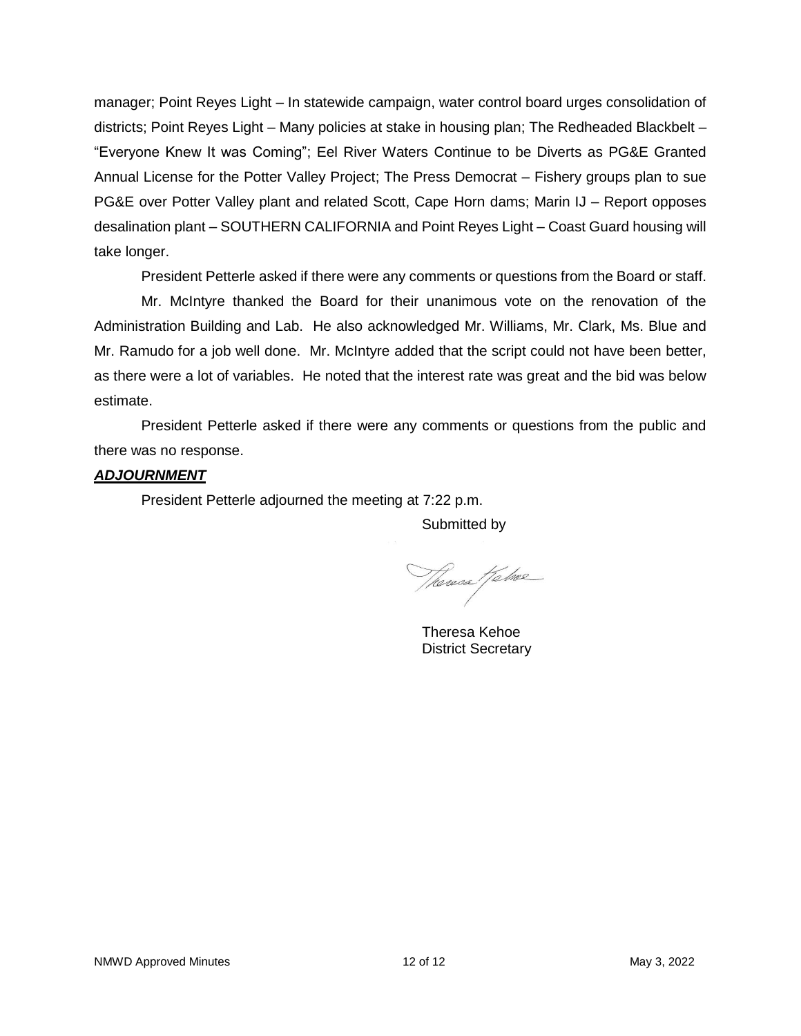manager; Point Reyes Light – In statewide campaign, water control board urges consolidation of districts; Point Reyes Light – Many policies at stake in housing plan; The Redheaded Blackbelt – "Everyone Knew It was Coming"; Eel River Waters Continue to be Diverts as PG&E Granted Annual License for the Potter Valley Project; The Press Democrat – Fishery groups plan to sue PG&E over Potter Valley plant and related Scott, Cape Horn dams; Marin IJ – Report opposes desalination plant – SOUTHERN CALIFORNIA and Point Reyes Light – Coast Guard housing will take longer.

President Petterle asked if there were any comments or questions from the Board or staff.

Mr. McIntyre thanked the Board for their unanimous vote on the renovation of the Administration Building and Lab. He also acknowledged Mr. Williams, Mr. Clark, Ms. Blue and Mr. Ramudo for a job well done. Mr. McIntyre added that the script could not have been better, as there were a lot of variables. He noted that the interest rate was great and the bid was below estimate.

President Petterle asked if there were any comments or questions from the public and there was no response.

***ADJOURNMENT***

President Petterle adjourned the meeting at 7:22 p.m.

Submitted by

Theresa Kehoe
District Secretary